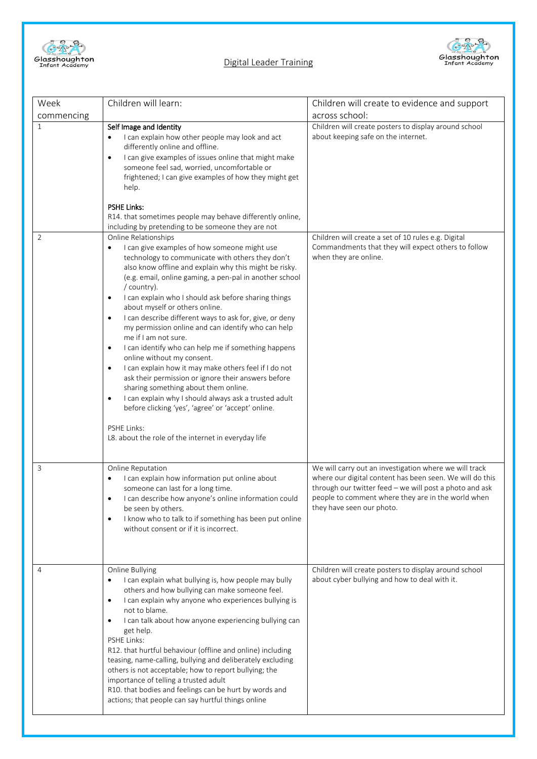# Digital Leader Training

| Week commencing | Children will learn: | Children will create to evidence and support across school: |
| --- | --- | --- |
| 1 | **Self Image and Identity**<br>• I can explain how other people may look and act differently online and offline.<br>• I can give examples of issues online that might make someone feel sad, worried, uncomfortable or frightened; I can give examples of how they might get help.<br><br>**PSHE Links:**<br>R14. that sometimes people may behave differently online, including by pretending to be someone they are not | Children will create posters to display around school about keeping safe on the internet. |
| 2 | Online Relationships<br>• I can give examples of how someone might use technology to communicate with others they don't also know offline and explain why this might be risky. (e.g. email, online gaming, a pen-pal in another school / country).<br>• I can explain who I should ask before sharing things about myself or others online.<br>• I can describe different ways to ask for, give, or deny my permission online and can identify who can help me if I am not sure.<br>• I can identify who can help me if something happens online without my consent.<br>• I can explain how it may make others feel if I do not ask their permission or ignore their answers before sharing something about them online.<br>• I can explain why I should always ask a trusted adult before clicking 'yes', 'agree' or 'accept' online.<br><br>PSHE Links:<br>L8. about the role of the internet in everyday life | Children will create a set of 10 rules e.g. Digital Commandments that they will expect others to follow when they are online. |
| 3 | Online Reputation<br>• I can explain how information put online about someone can last for a long time.<br>• I can describe how anyone's online information could be seen by others.<br>• I know who to talk to if something has been put online without consent or if it is incorrect. | We will carry out an investigation where we will track where our digital content has been seen. We will do this through our twitter feed – we will post a photo and ask people to comment where they are in the world when they have seen our photo. |
| 4 | Online Bullying<br>• I can explain what bullying is, how people may bully others and how bullying can make someone feel.<br>• I can explain why anyone who experiences bullying is not to blame.<br>• I can talk about how anyone experiencing bullying can get help.<br>PSHE Links:<br>R12. that hurtful behaviour (offline and online) including teasing, name-calling, bullying and deliberately excluding others is not acceptable; how to report bullying; the importance of telling a trusted adult<br>R10. that bodies and feelings can be hurt by words and actions; that people can say hurtful things online | Children will create posters to display around school about cyber bullying and how to deal with it. |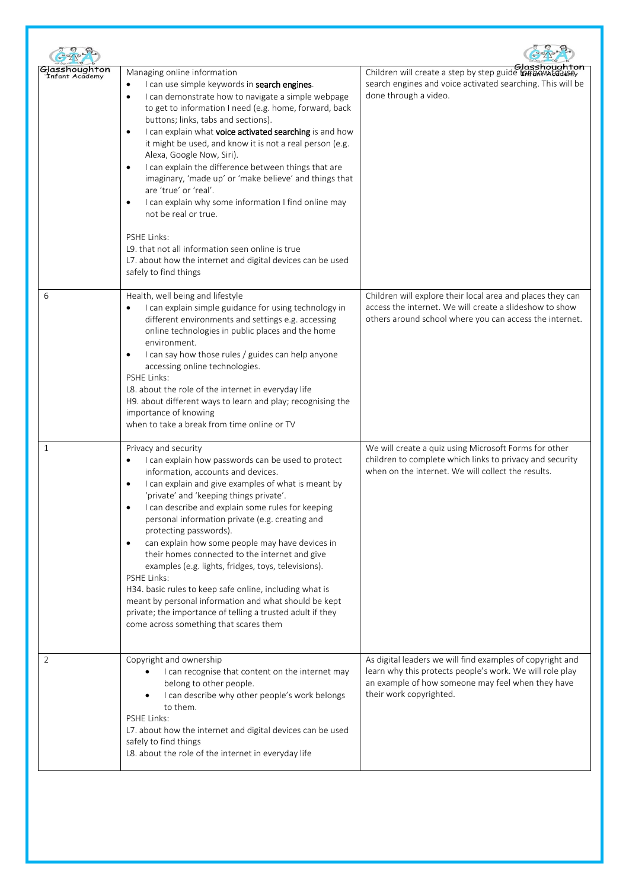| | | |
|---|---|---|
| Glasshoughton Infant Academy | Managing online information<br>• I can use simple keywords in **search engines**.<br>• I can demonstrate how to navigate a simple webpage to get to information I need (e.g. home, forward, back buttons; links, tabs and sections).<br>• I can explain what **voice activated searching** is and how it might be used, and know it is not a real person (e.g. Alexa, Google Now, Siri).<br>• I can explain the difference between things that are imaginary, 'made up' or 'make believe' and things that are 'true' or 'real'.<br>• I can explain why some information I find online may not be real or true.<br><br>PSHE Links:<br>L9. that not all information seen online is true<br>L7. about how the internet and digital devices can be used safely to find things | Children will create a step by step guide for how to use search engines and voice activated searching. This will be done through a video. |
| 6 | Health, well being and lifestyle<br>• I can explain simple guidance for using technology in different environments and settings e.g. accessing online technologies in public places and the home environment.<br>• I can say how those rules / guides can help anyone accessing online technologies.<br>PSHE Links:<br>L8. about the role of the internet in everyday life<br>H9. about different ways to learn and play; recognising the importance of knowing<br>when to take a break from time online or TV | Children will explore their local area and places they can access the internet. We will create a slideshow to show others around school where you can access the internet. |
| 1 | Privacy and security<br>• I can explain how passwords can be used to protect information, accounts and devices.<br>• I can explain and give examples of what is meant by 'private' and 'keeping things private'.<br>• I can describe and explain some rules for keeping personal information private (e.g. creating and protecting passwords).<br>• can explain how some people may have devices in their homes connected to the internet and give examples (e.g. lights, fridges, toys, televisions).<br>PSHE Links:<br>H34. basic rules to keep safe online, including what is meant by personal information and what should be kept private; the importance of telling a trusted adult if they come across something that scares them | We will create a quiz using Microsoft Forms for other children to complete which links to privacy and security when on the internet. We will collect the results. |
| 2 | Copyright and ownership<br>• I can recognise that content on the internet may belong to other people.<br>• I can describe why other people's work belongs to them.<br>PSHE Links:<br>L7. about how the internet and digital devices can be used safely to find things<br>L8. about the role of the internet in everyday life | As digital leaders we will find examples of copyright and learn why this protects people's work. We will role play an example of how someone may feel when they have their work copyrighted. |